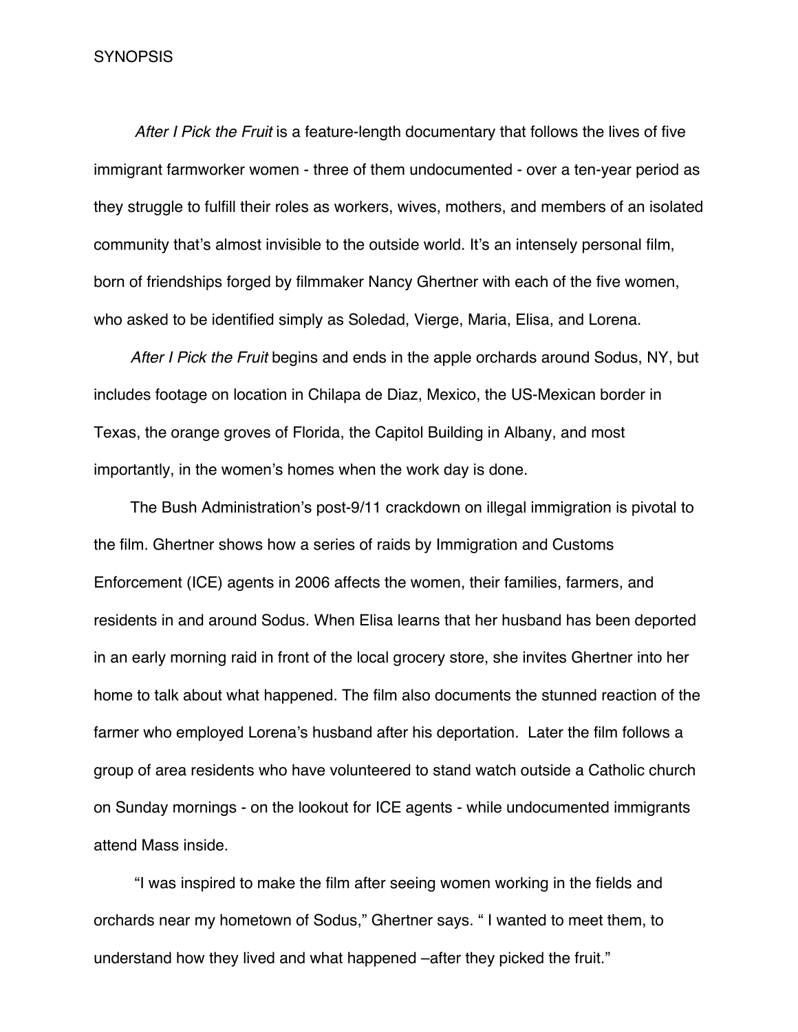# SYNOPSIS

*After I Pick the Fruit* is a feature-length documentary that follows the lives of five immigrant farmworker women - three of them undocumented - over a ten-year period as they struggle to fulfill their roles as workers, wives, mothers, and members of an isolated community that's almost invisible to the outside world. It's an intensely personal film, born of friendships forged by filmmaker Nancy Ghertner with each of the five women, who asked to be identified simply as Soledad, Vierge, Maria, Elisa, and Lorena.

*After I Pick the Fruit* begins and ends in the apple orchards around Sodus, NY, but includes footage on location in Chilapa de Diaz, Mexico, the US-Mexican border in Texas, the orange groves of Florida, the Capitol Building in Albany, and most importantly, in the women's homes when the work day is done.

The Bush Administration's post-9/11 crackdown on illegal immigration is pivotal to the film. Ghertner shows how a series of raids by Immigration and Customs Enforcement (ICE) agents in 2006 affects the women, their families, farmers, and residents in and around Sodus. When Elisa learns that her husband has been deported in an early morning raid in front of the local grocery store, she invites Ghertner into her home to talk about what happened. The film also documents the stunned reaction of the farmer who employed Lorena's husband after his deportation. Later the film follows a group of area residents who have volunteered to stand watch outside a Catholic church on Sunday mornings - on the lookout for ICE agents - while undocumented immigrants attend Mass inside.

"I was inspired to make the film after seeing women working in the fields and orchards near my hometown of Sodus," Ghertner says. " I wanted to meet them, to understand how they lived and what happened –after they picked the fruit."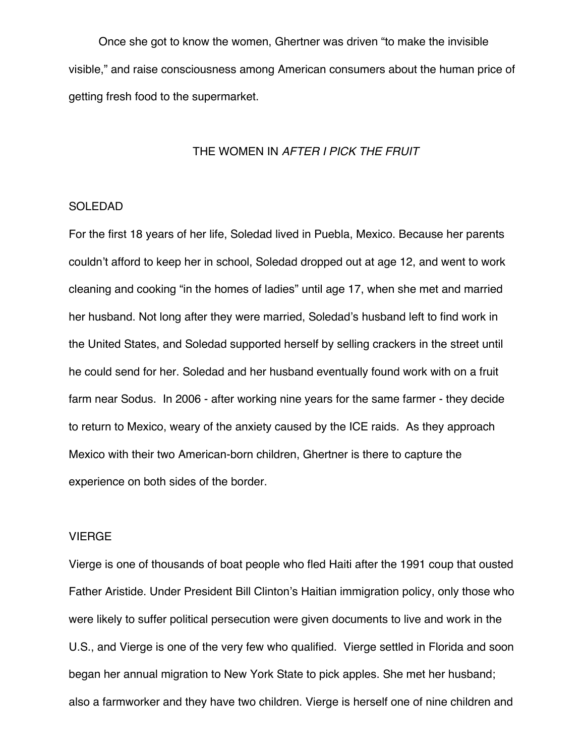Once she got to know the women, Ghertner was driven "to make the invisible visible," and raise consciousness among American consumers about the human price of getting fresh food to the supermarket.

## THE WOMEN IN *AFTER I PICK THE FRUIT*

### SOLEDAD

For the first 18 years of her life, Soledad lived in Puebla, Mexico. Because her parents couldn't afford to keep her in school, Soledad dropped out at age 12, and went to work cleaning and cooking "in the homes of ladies" until age 17, when she met and married her husband. Not long after they were married, Soledad's husband left to find work in the United States, and Soledad supported herself by selling crackers in the street until he could send for her. Soledad and her husband eventually found work with on a fruit farm near Sodus. In 2006 - after working nine years for the same farmer - they decide to return to Mexico, weary of the anxiety caused by the ICE raids. As they approach Mexico with their two American-born children, Ghertner is there to capture the experience on both sides of the border.

### VIERGE

Vierge is one of thousands of boat people who fled Haiti after the 1991 coup that ousted Father Aristide. Under President Bill Clinton's Haitian immigration policy, only those who were likely to suffer political persecution were given documents to live and work in the U.S., and Vierge is one of the very few who qualified. Vierge settled in Florida and soon began her annual migration to New York State to pick apples. She met her husband; also a farmworker and they have two children. Vierge is herself one of nine children and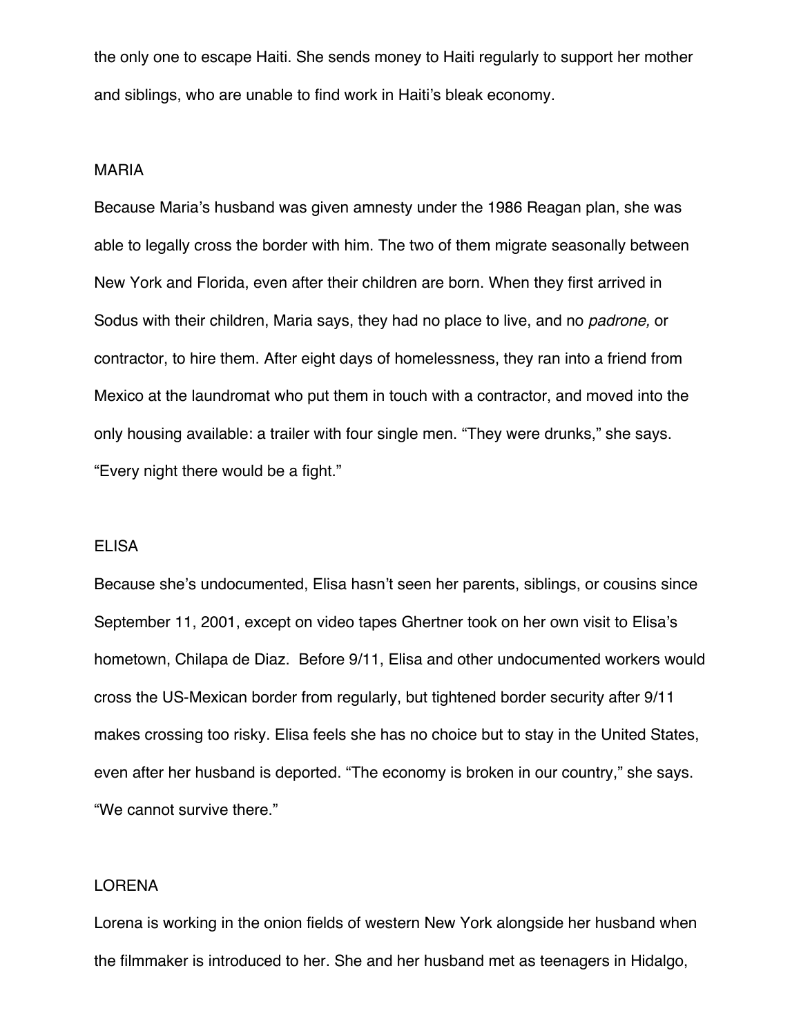the only one to escape Haiti. She sends money to Haiti regularly to support her mother and siblings, who are unable to find work in Haiti's bleak economy.

## MARIA

Because Maria's husband was given amnesty under the 1986 Reagan plan, she was able to legally cross the border with him. The two of them migrate seasonally between New York and Florida, even after their children are born. When they first arrived in Sodus with their children, Maria says, they had no place to live, and no *padrone,* or contractor, to hire them. After eight days of homelessness, they ran into a friend from Mexico at the laundromat who put them in touch with a contractor, and moved into the only housing available: a trailer with four single men. "They were drunks," she says. "Every night there would be a fight."

## ELISA

Because she's undocumented, Elisa hasn't seen her parents, siblings, or cousins since September 11, 2001, except on video tapes Ghertner took on her own visit to Elisa's hometown, Chilapa de Diaz. Before 9/11, Elisa and other undocumented workers would cross the US-Mexican border from regularly, but tightened border security after 9/11 makes crossing too risky. Elisa feels she has no choice but to stay in the United States, even after her husband is deported. "The economy is broken in our country," she says. "We cannot survive there."

## LORENA

Lorena is working in the onion fields of western New York alongside her husband when the filmmaker is introduced to her. She and her husband met as teenagers in Hidalgo,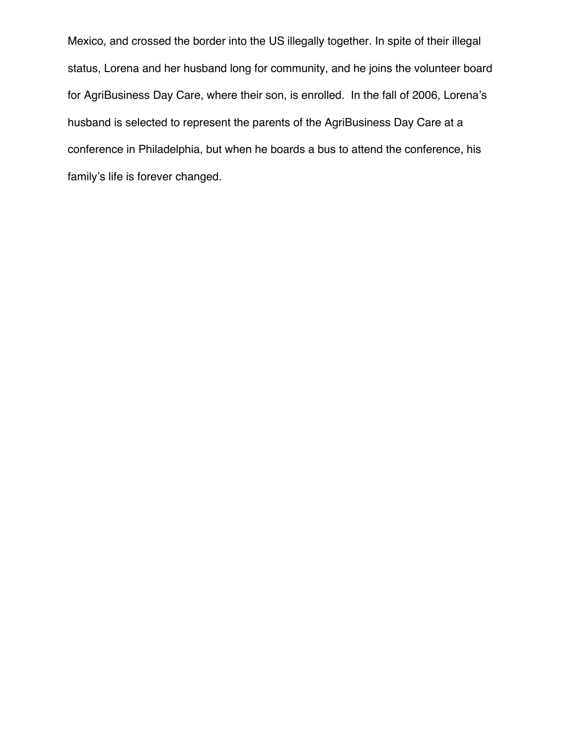Mexico, and crossed the border into the US illegally together. In spite of their illegal status, Lorena and her husband long for community, and he joins the volunteer board for AgriBusiness Day Care, where their son, is enrolled.  In the fall of 2006, Lorena's husband is selected to represent the parents of the AgriBusiness Day Care at a conference in Philadelphia, but when he boards a bus to attend the conference, his family's life is forever changed.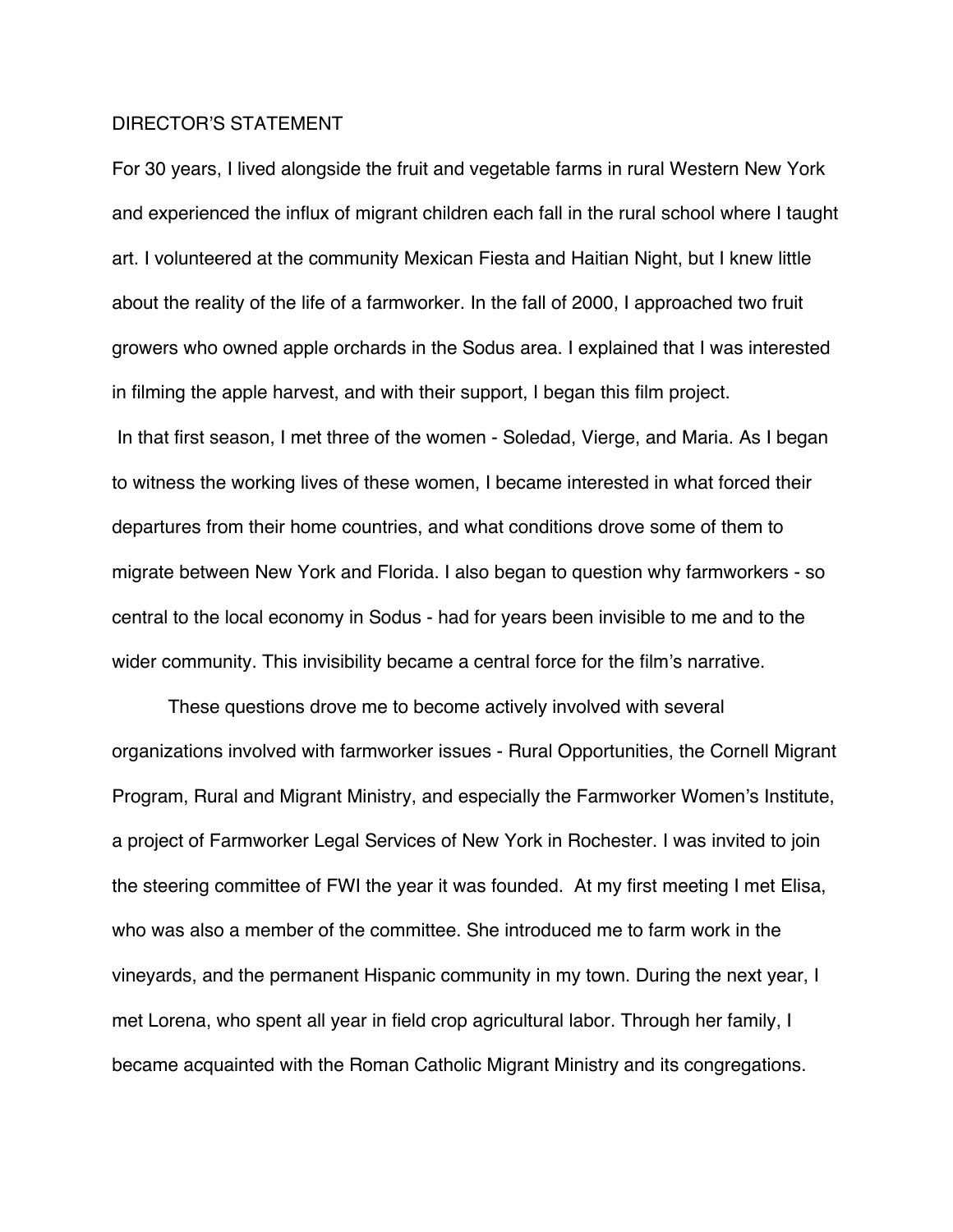DIRECTOR'S STATEMENT

For 30 years, I lived alongside the fruit and vegetable farms in rural Western New York and experienced the influx of migrant children each fall in the rural school where I taught art. I volunteered at the community Mexican Fiesta and Haitian Night, but I knew little about the reality of the life of a farmworker. In the fall of 2000, I approached two fruit growers who owned apple orchards in the Sodus area. I explained that I was interested in filming the apple harvest, and with their support, I began this film project.

In that first season, I met three of the women - Soledad, Vierge, and Maria. As I began to witness the working lives of these women, I became interested in what forced their departures from their home countries, and what conditions drove some of them to migrate between New York and Florida. I also began to question why farmworkers - so central to the local economy in Sodus - had for years been invisible to me and to the wider community. This invisibility became a central force for the film's narrative.

These questions drove me to become actively involved with several organizations involved with farmworker issues - Rural Opportunities, the Cornell Migrant Program, Rural and Migrant Ministry, and especially the Farmworker Women's Institute, a project of Farmworker Legal Services of New York in Rochester. I was invited to join the steering committee of FWI the year it was founded. At my first meeting I met Elisa, who was also a member of the committee. She introduced me to farm work in the vineyards, and the permanent Hispanic community in my town. During the next year, I met Lorena, who spent all year in field crop agricultural labor. Through her family, I became acquainted with the Roman Catholic Migrant Ministry and its congregations.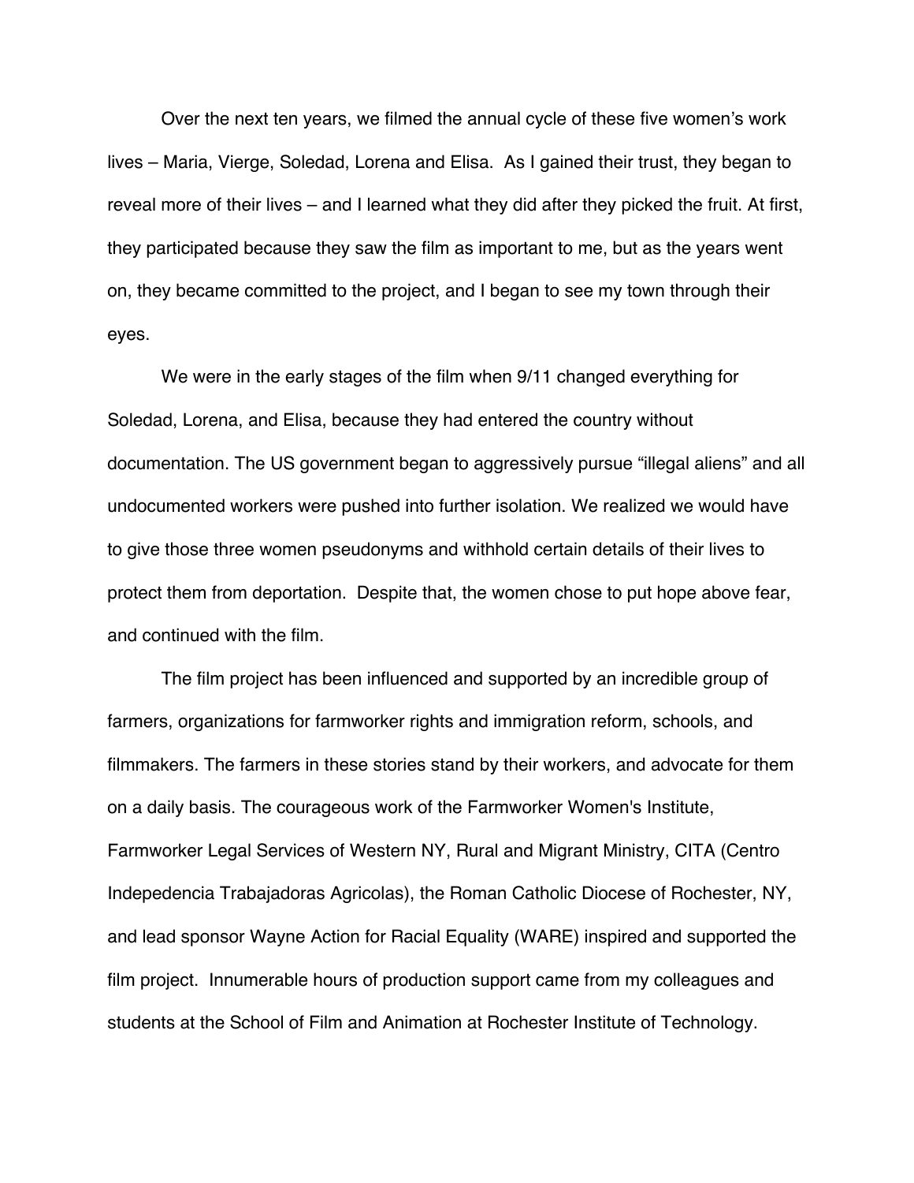Over the next ten years, we filmed the annual cycle of these five women's work lives – Maria, Vierge, Soledad, Lorena and Elisa. As I gained their trust, they began to reveal more of their lives – and I learned what they did after they picked the fruit. At first, they participated because they saw the film as important to me, but as the years went on, they became committed to the project, and I began to see my town through their eyes.

We were in the early stages of the film when 9/11 changed everything for Soledad, Lorena, and Elisa, because they had entered the country without documentation. The US government began to aggressively pursue "illegal aliens" and all undocumented workers were pushed into further isolation. We realized we would have to give those three women pseudonyms and withhold certain details of their lives to protect them from deportation. Despite that, the women chose to put hope above fear, and continued with the film.

The film project has been influenced and supported by an incredible group of farmers, organizations for farmworker rights and immigration reform, schools, and filmmakers. The farmers in these stories stand by their workers, and advocate for them on a daily basis. The courageous work of the Farmworker Women's Institute, Farmworker Legal Services of Western NY, Rural and Migrant Ministry, CITA (Centro Indepedencia Trabajadoras Agricolas), the Roman Catholic Diocese of Rochester, NY, and lead sponsor Wayne Action for Racial Equality (WARE) inspired and supported the film project. Innumerable hours of production support came from my colleagues and students at the School of Film and Animation at Rochester Institute of Technology.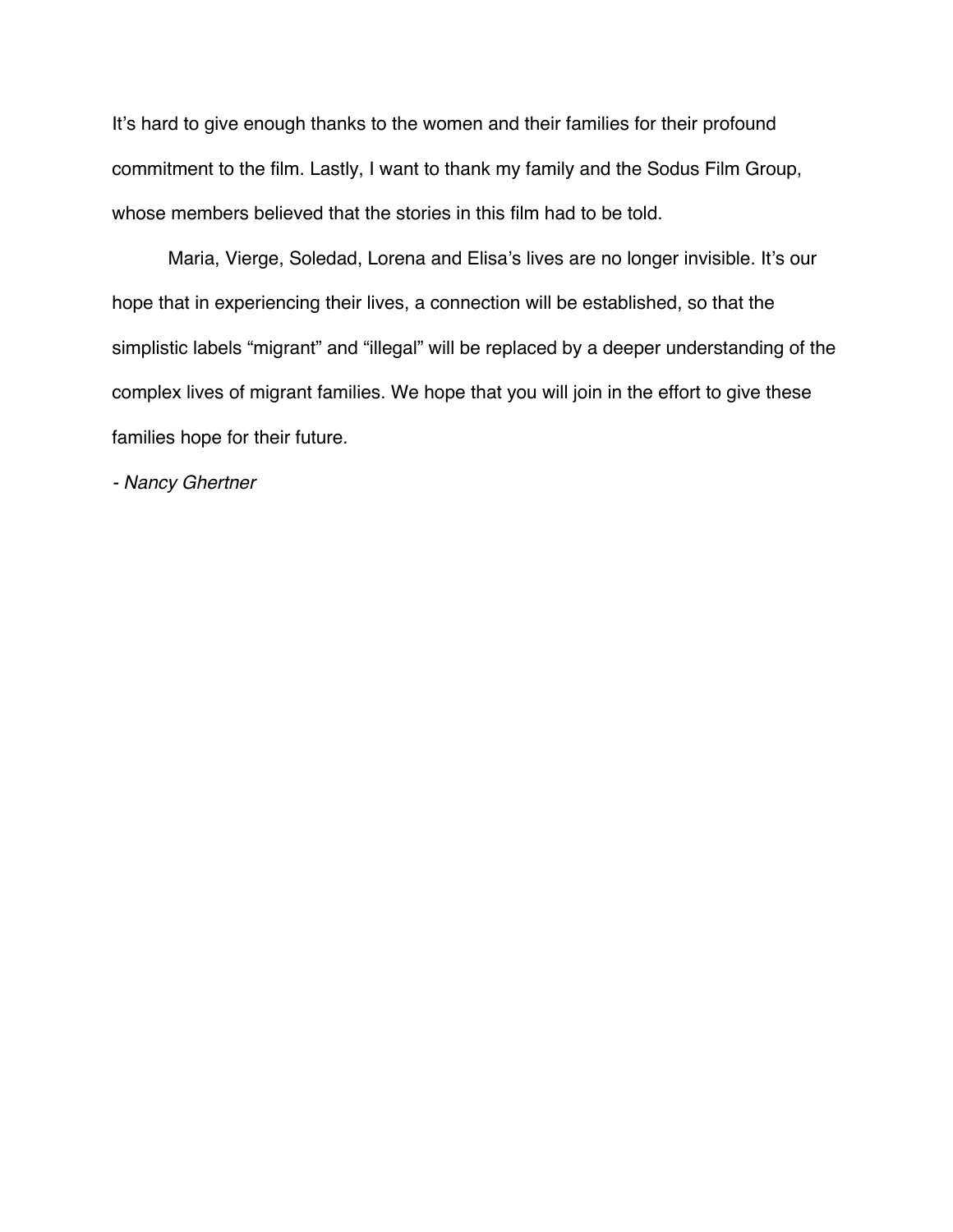It's hard to give enough thanks to the women and their families for their profound commitment to the film. Lastly, I want to thank my family and the Sodus Film Group, whose members believed that the stories in this film had to be told.

Maria, Vierge, Soledad, Lorena and Elisa's lives are no longer invisible. It's our hope that in experiencing their lives, a connection will be established, so that the simplistic labels "migrant" and "illegal" will be replaced by a deeper understanding of the complex lives of migrant families. We hope that you will join in the effort to give these families hope for their future.

*- Nancy Ghertner*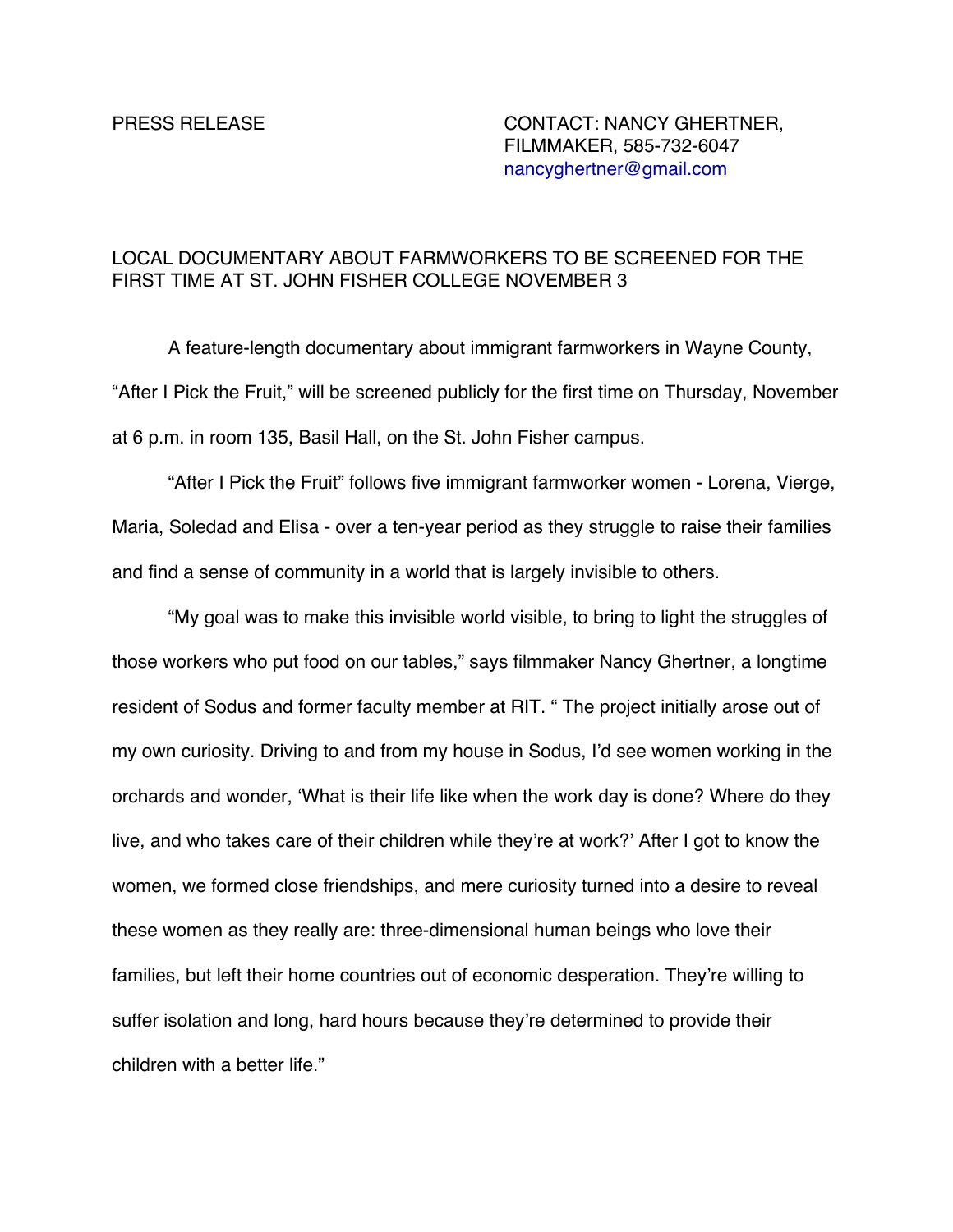PRESS RELEASE

CONTACT: NANCY GHERTNER, FILMMAKER, 585-732-6047
nancyghertner@gmail.com

## LOCAL DOCUMENTARY ABOUT FARMWORKERS TO BE SCREENED FOR THE FIRST TIME AT ST. JOHN FISHER COLLEGE NOVEMBER 3

A feature-length documentary about immigrant farmworkers in Wayne County, "After I Pick the Fruit," will be screened publicly for the first time on Thursday, November at 6 p.m. in room 135, Basil Hall, on the St. John Fisher campus.

"After I Pick the Fruit" follows five immigrant farmworker women - Lorena, Vierge, Maria, Soledad and Elisa - over a ten-year period as they struggle to raise their families and find a sense of community in a world that is largely invisible to others.

"My goal was to make this invisible world visible, to bring to light the struggles of those workers who put food on our tables," says filmmaker Nancy Ghertner, a longtime resident of Sodus and former faculty member at RIT. " The project initially arose out of my own curiosity. Driving to and from my house in Sodus, I'd see women working in the orchards and wonder, 'What is their life like when the work day is done? Where do they live, and who takes care of their children while they're at work?' After I got to know the women, we formed close friendships, and mere curiosity turned into a desire to reveal these women as they really are: three-dimensional human beings who love their families, but left their home countries out of economic desperation. They're willing to suffer isolation and long, hard hours because they're determined to provide their children with a better life."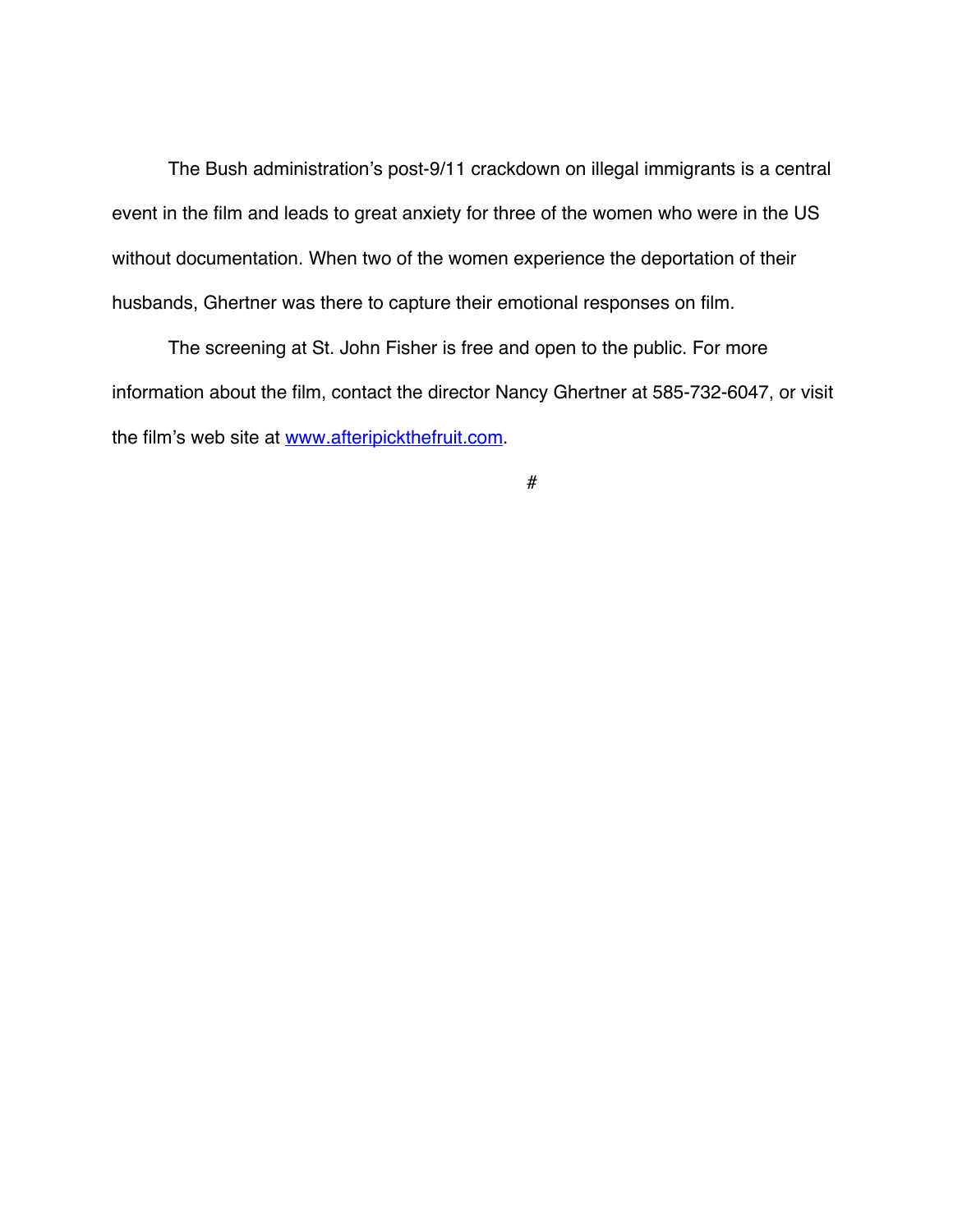The Bush administration's post-9/11 crackdown on illegal immigrants is a central event in the film and leads to great anxiety for three of the women who were in the US without documentation. When two of the women experience the deportation of their husbands, Ghertner was there to capture their emotional responses on film.

The screening at St. John Fisher is free and open to the public. For more information about the film, contact the director Nancy Ghertner at 585-732-6047, or visit the film's web site at www.afteripickthefruit.com.

#